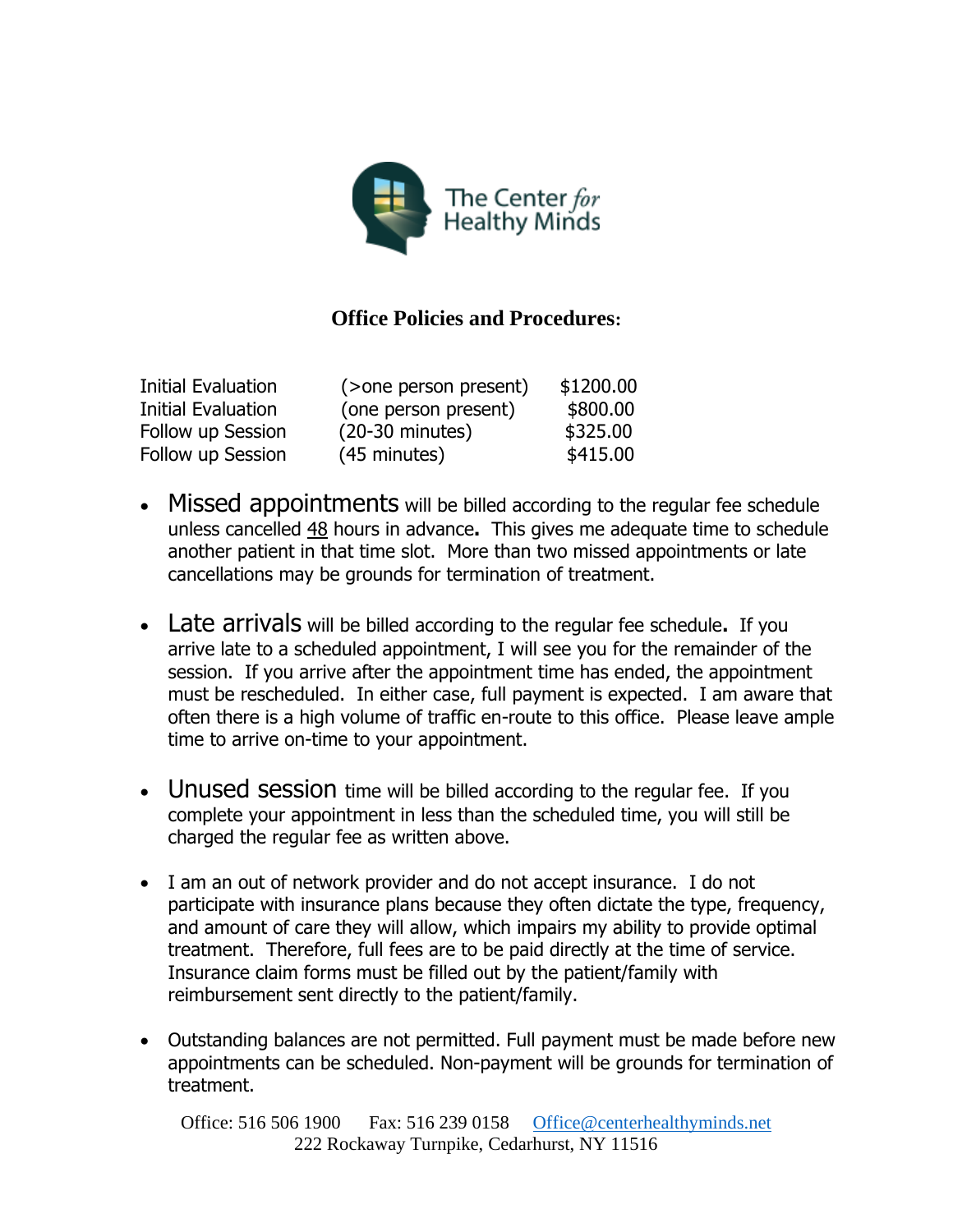The Center *for* Healthy Minds

## Office Policies and Procedures:

| | | |
|---|---|---|
| Initial Evaluation | (>one person present) | $1200.00 |
| Initial Evaluation | (one person present) | $800.00 |
| Follow up Session | (20-30 minutes) | $325.00 |
| Follow up Session | (45 minutes) | $415.00 |

- **Missed appointments** will be billed according to the regular fee schedule unless cancelled 48 hours in advance**.** This gives me adequate time to schedule another patient in that time slot. More than two missed appointments or late cancellations may be grounds for termination of treatment.

- **Late arrivals** will be billed according to the regular fee schedule**.** If you arrive late to a scheduled appointment, I will see you for the remainder of the session. If you arrive after the appointment time has ended, the appointment must be rescheduled. In either case, full payment is expected. I am aware that often there is a high volume of traffic en-route to this office. Please leave ample time to arrive on-time to your appointment.

- **Unused session** time will be billed according to the regular fee. If you complete your appointment in less than the scheduled time, you will still be charged the regular fee as written above.

- I am an out of network provider and do not accept insurance. I do not participate with insurance plans because they often dictate the type, frequency, and amount of care they will allow, which impairs my ability to provide optimal treatment. Therefore, full fees are to be paid directly at the time of service. Insurance claim forms must be filled out by the patient/family with reimbursement sent directly to the patient/family.

- Outstanding balances are not permitted. Full payment must be made before new appointments can be scheduled. Non-payment will be grounds for termination of treatment.

Office: 516 506 1900 Fax: 516 239 0158 Office@centerhealthyminds.net
222 Rockaway Turnpike, Cedarhurst, NY 11516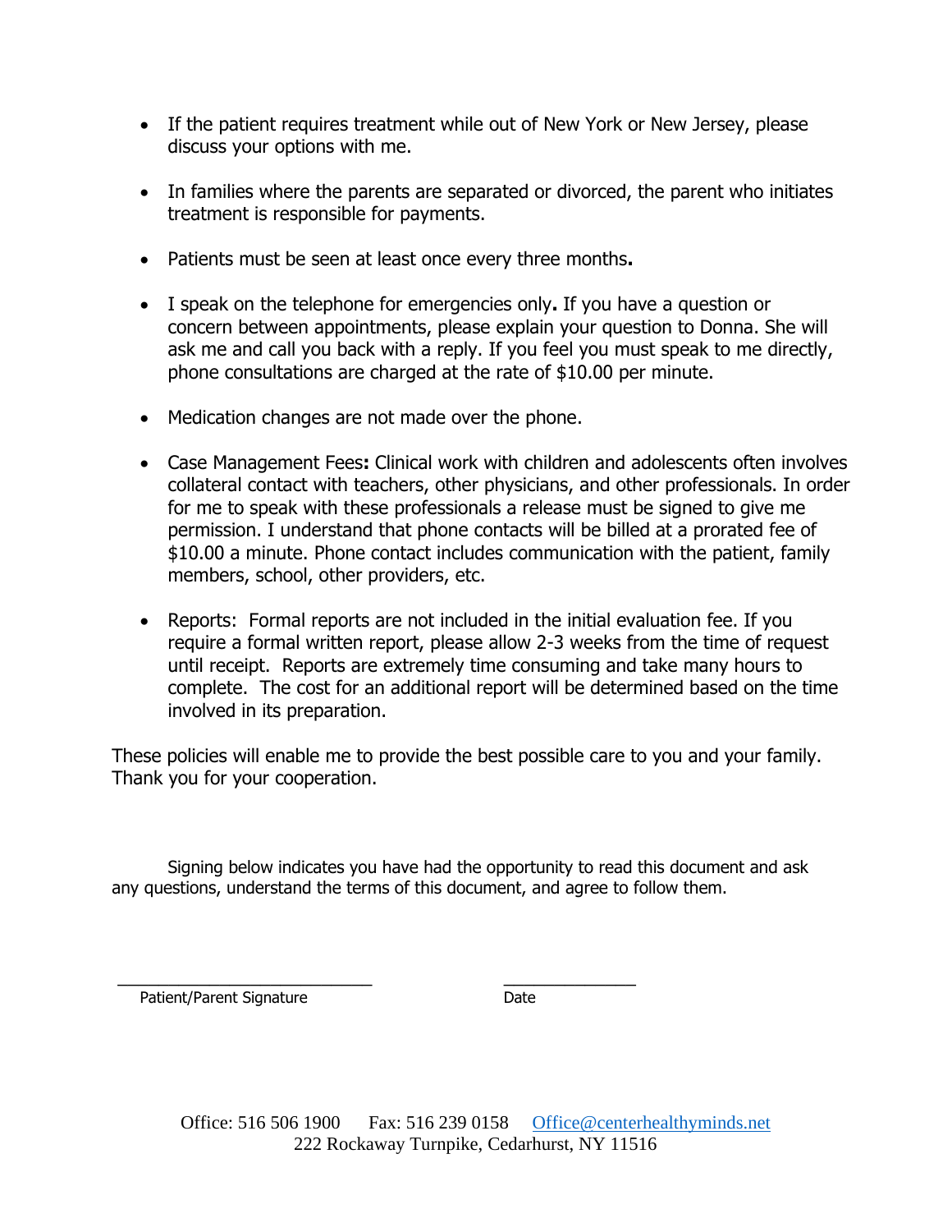- If the patient requires treatment while out of New York or New Jersey, please discuss your options with me.

- In families where the parents are separated or divorced, the parent who initiates treatment is responsible for payments.

- Patients must be seen at least once every three months**.**

- I speak on the telephone for emergencies only**.** If you have a question or concern between appointments, please explain your question to Donna. She will ask me and call you back with a reply. If you feel you must speak to me directly, phone consultations are charged at the rate of $10.00 per minute.

- Medication changes are not made over the phone.

- Case Management Fees**:** Clinical work with children and adolescents often involves collateral contact with teachers, other physicians, and other professionals. In order for me to speak with these professionals a release must be signed to give me permission. I understand that phone contacts will be billed at a prorated fee of $10.00 a minute. Phone contact includes communication with the patient, family members, school, other providers, etc.

- Reports: Formal reports are not included in the initial evaluation fee. If you require a formal written report, please allow 2-3 weeks from the time of request until receipt. Reports are extremely time consuming and take many hours to complete. The cost for an additional report will be determined based on the time involved in its preparation.

These policies will enable me to provide the best possible care to you and your family. Thank you for your cooperation.

Signing below indicates you have had the opportunity to read this document and ask any questions, understand the terms of this document, and agree to follow them.

\_\_\_\_\_\_\_\_\_\_\_\_\_\_\_\_\_\_\_\_\_\_\_\_\_\_\_\_ \_\_\_\_\_\_\_\_\_\_\_\_\_\_\_

Patient/Parent Signature Date

Office: 516 506 1900 Fax: 516 239 0158 Office@centerhealthyminds.net
222 Rockaway Turnpike, Cedarhurst, NY 11516